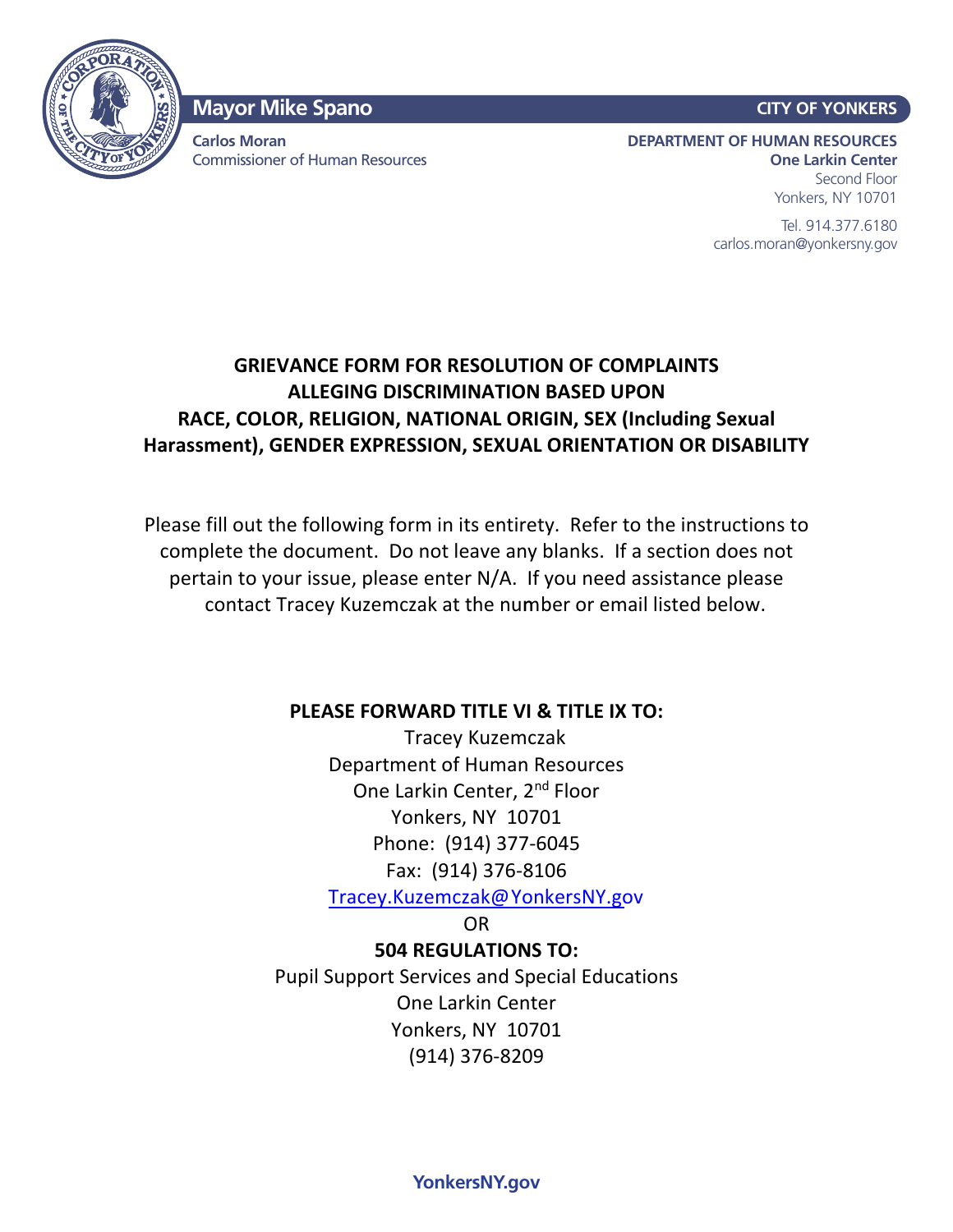**Mayor Mike Spano** | **CITY OF YONKERS**

**Carlos Moran**
Commissioner of Human Resources

**DEPARTMENT OF HUMAN RESOURCES**
**One Larkin Center**
Second Floor
Yonkers, NY 10701

Tel. 914.377.6180
carlos.moran@yonkersny.gov

# GRIEVANCE FORM FOR RESOLUTION OF COMPLAINTS ALLEGING DISCRIMINATION BASED UPON RACE, COLOR, RELIGION, NATIONAL ORIGIN, SEX (Including Sexual Harassment), GENDER EXPRESSION, SEXUAL ORIENTATION OR DISABILITY

Please fill out the following form in its entirety. Refer to the instructions to complete the document. Do not leave any blanks. If a section does not pertain to your issue, please enter N/A. If you need assistance please contact Tracey Kuzemczak at the number or email listed below.

**PLEASE FORWARD TITLE VI & TITLE IX TO:**

Tracey Kuzemczak
Department of Human Resources
One Larkin Center, 2nd Floor
Yonkers, NY 10701
Phone: (914) 377-6045
Fax: (914) 376-8106
Tracey.Kuzemczak@YonkersNY.gov

OR

**504 REGULATIONS TO:**

Pupil Support Services and Special Educations
One Larkin Center
Yonkers, NY 10701
(914) 376-8209

**YonkersNY.gov**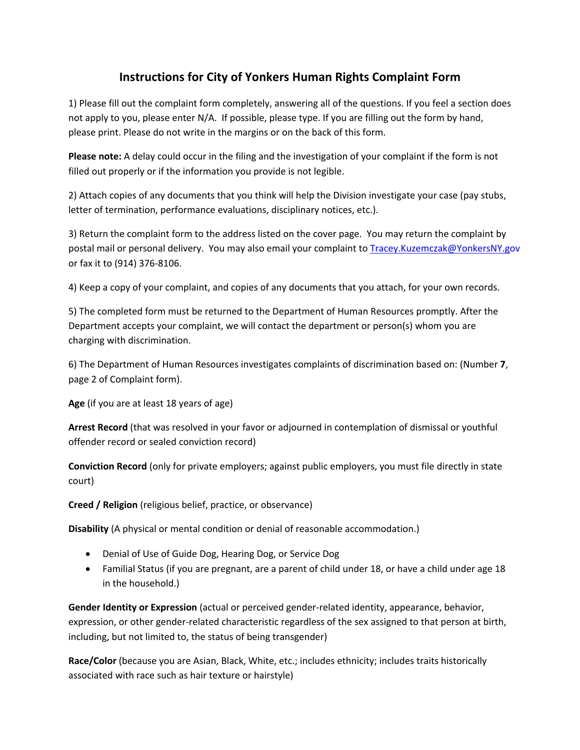# Instructions for City of Yonkers Human Rights Complaint Form

1) Please fill out the complaint form completely, answering all of the questions. If you feel a section does not apply to you, please enter N/A. If possible, please type. If you are filling out the form by hand, please print. Please do not write in the margins or on the back of this form.

**Please note:** A delay could occur in the filing and the investigation of your complaint if the form is not filled out properly or if the information you provide is not legible.

2) Attach copies of any documents that you think will help the Division investigate your case (pay stubs, letter of termination, performance evaluations, disciplinary notices, etc.).

3) Return the complaint form to the address listed on the cover page. You may return the complaint by postal mail or personal delivery. You may also email your complaint to Tracey.Kuzemczak@YonkersNY.gov or fax it to (914) 376-8106.

4) Keep a copy of your complaint, and copies of any documents that you attach, for your own records.

5) The completed form must be returned to the Department of Human Resources promptly. After the Department accepts your complaint, we will contact the department or person(s) whom you are charging with discrimination.

6) The Department of Human Resources investigates complaints of discrimination based on: (Number **7**, page 2 of Complaint form).

**Age** (if you are at least 18 years of age)

**Arrest Record** (that was resolved in your favor or adjourned in contemplation of dismissal or youthful offender record or sealed conviction record)

**Conviction Record** (only for private employers; against public employers, you must file directly in state court)

**Creed / Religion** (religious belief, practice, or observance)

**Disability** (A physical or mental condition or denial of reasonable accommodation.)

- Denial of Use of Guide Dog, Hearing Dog, or Service Dog
- Familial Status (if you are pregnant, are a parent of child under 18, or have a child under age 18 in the household.)

**Gender Identity or Expression** (actual or perceived gender-related identity, appearance, behavior, expression, or other gender-related characteristic regardless of the sex assigned to that person at birth, including, but not limited to, the status of being transgender)

**Race/Color** (because you are Asian, Black, White, etc.; includes ethnicity; includes traits historically associated with race such as hair texture or hairstyle)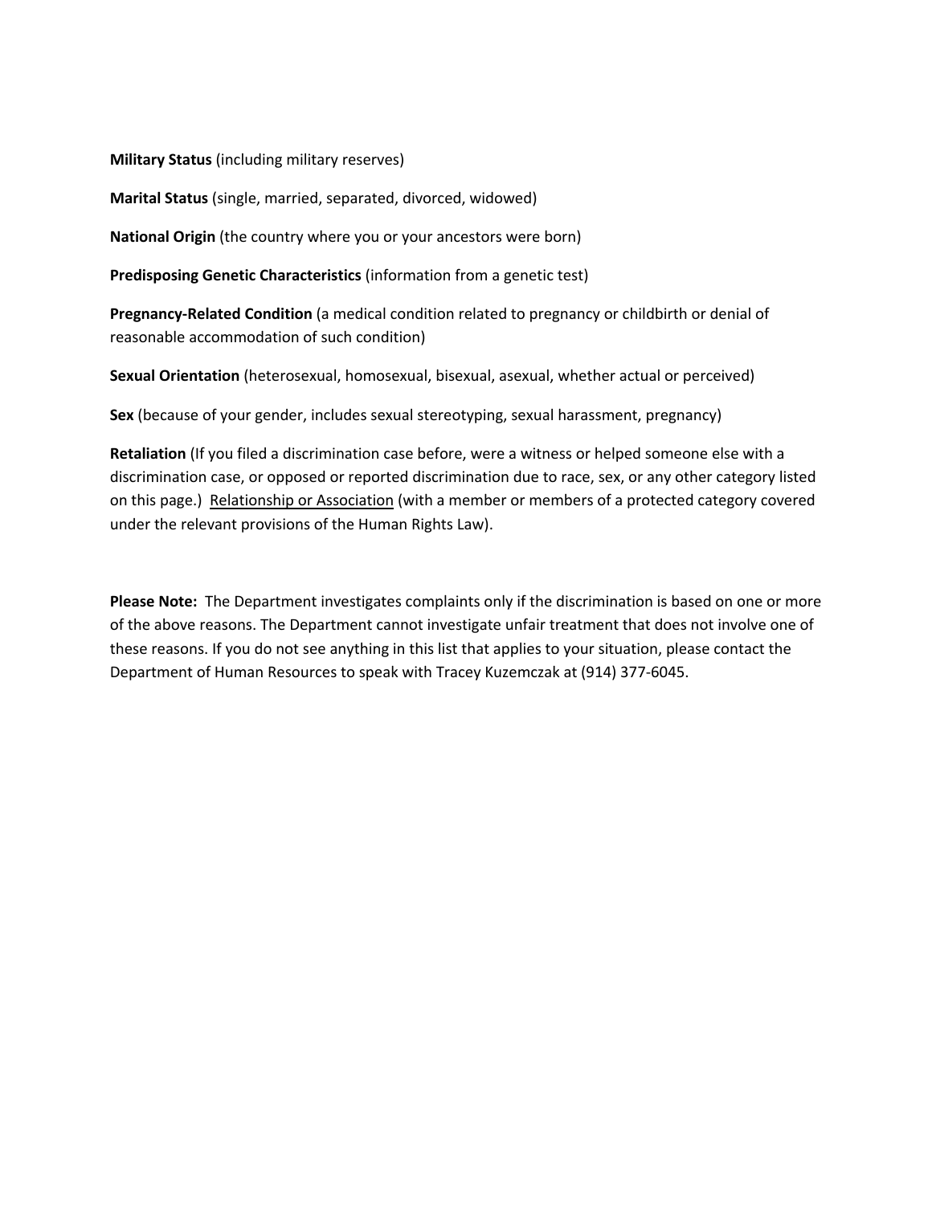**Military Status** (including military reserves)

**Marital Status** (single, married, separated, divorced, widowed)

**National Origin** (the country where you or your ancestors were born)

**Predisposing Genetic Characteristics** (information from a genetic test)

**Pregnancy-Related Condition** (a medical condition related to pregnancy or childbirth or denial of reasonable accommodation of such condition)

**Sexual Orientation** (heterosexual, homosexual, bisexual, asexual, whether actual or perceived)

**Sex** (because of your gender, includes sexual stereotyping, sexual harassment, pregnancy)

**Retaliation** (If you filed a discrimination case before, were a witness or helped someone else with a discrimination case, or opposed or reported discrimination due to race, sex, or any other category listed on this page.) Relationship or Association (with a member or members of a protected category covered under the relevant provisions of the Human Rights Law).

**Please Note:** The Department investigates complaints only if the discrimination is based on one or more of the above reasons. The Department cannot investigate unfair treatment that does not involve one of these reasons. If you do not see anything in this list that applies to your situation, please contact the Department of Human Resources to speak with Tracey Kuzemczak at (914) 377-6045.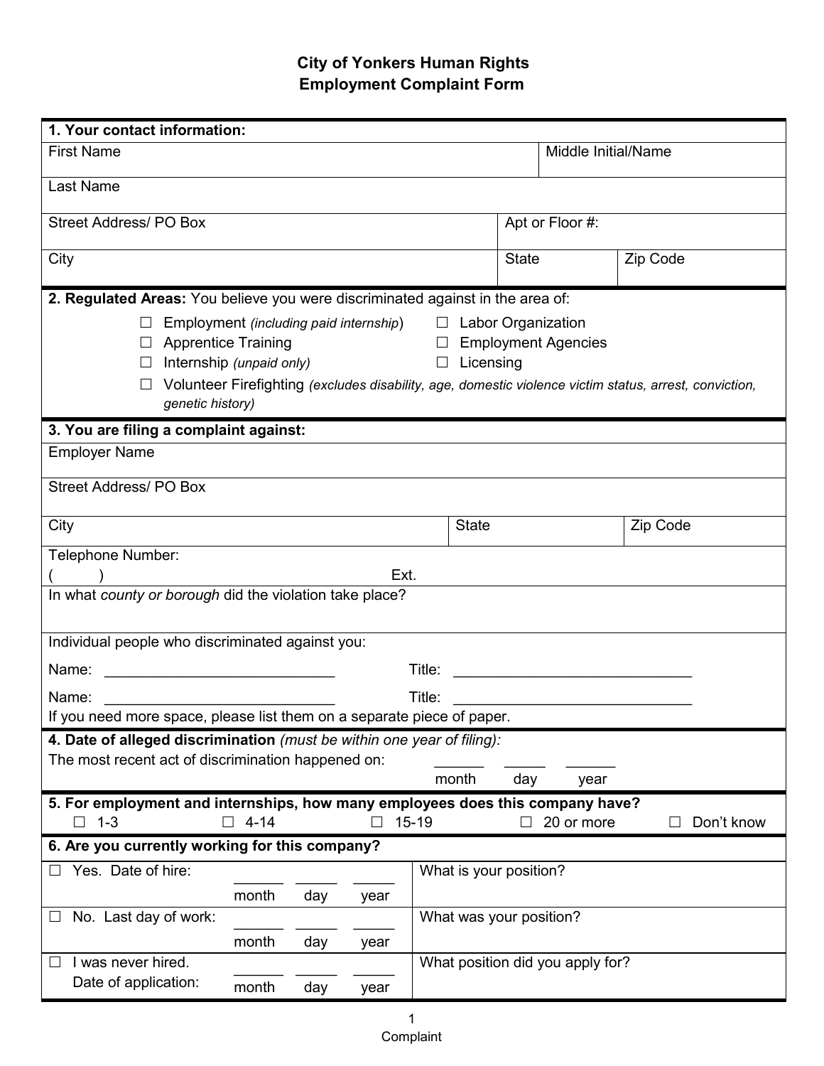# City of Yonkers Human Rights
## Employment Complaint Form

**1. Your contact information:**

| First Name | | Middle Initial/Name |
|---|---|---|
| Last Name | | |
| Street Address/ PO Box | Apt or Floor #: | |
| City | State | Zip Code |

**2. Regulated Areas:** You believe you were discriminated against in the area of:

- ☐ Employment *(including paid internship)*
- ☐ Labor Organization
- ☐ Apprentice Training
- ☐ Employment Agencies
- ☐ Internship *(unpaid only)*
- ☐ Licensing
- ☐ Volunteer Firefighting *(excludes disability, age, domestic violence victim status, arrest, conviction, genetic history)*

**3. You are filing a complaint against:**

| Employer Name | | |
|---|---|---|
| Street Address/ PO Box | | |
| City | State | Zip Code |

Telephone Number:
(        )                                        Ext.

In what *county or borough* did the violation take place?

Individual people who discriminated against you:

Name: ____________________________ Title: ______________________________

Name: ____________________________ Title: ______________________________

If you need more space, please list them on a separate piece of paper.

**4. Date of alleged discrimination** *(must be within one year of filing):*

The most recent act of discrimination happened on: ______ ______ ______
month day year

**5. For employment and internships, how many employees does this company have?**

☐ 1-3 ☐ 4-14 ☐ 15-19 ☐ 20 or more ☐ Don't know

**6. Are you currently working for this company?**

| | |
|---|---|
| ☐ Yes. Date of hire: ______ ______ ______ (month day year) | What is your position? |
| ☐ No. Last day of work: ______ ______ ______ (month day year) | What was your position? |
| ☐ I was never hired. Date of application: ______ ______ ______ (month day year) | What position did you apply for? |

Complaint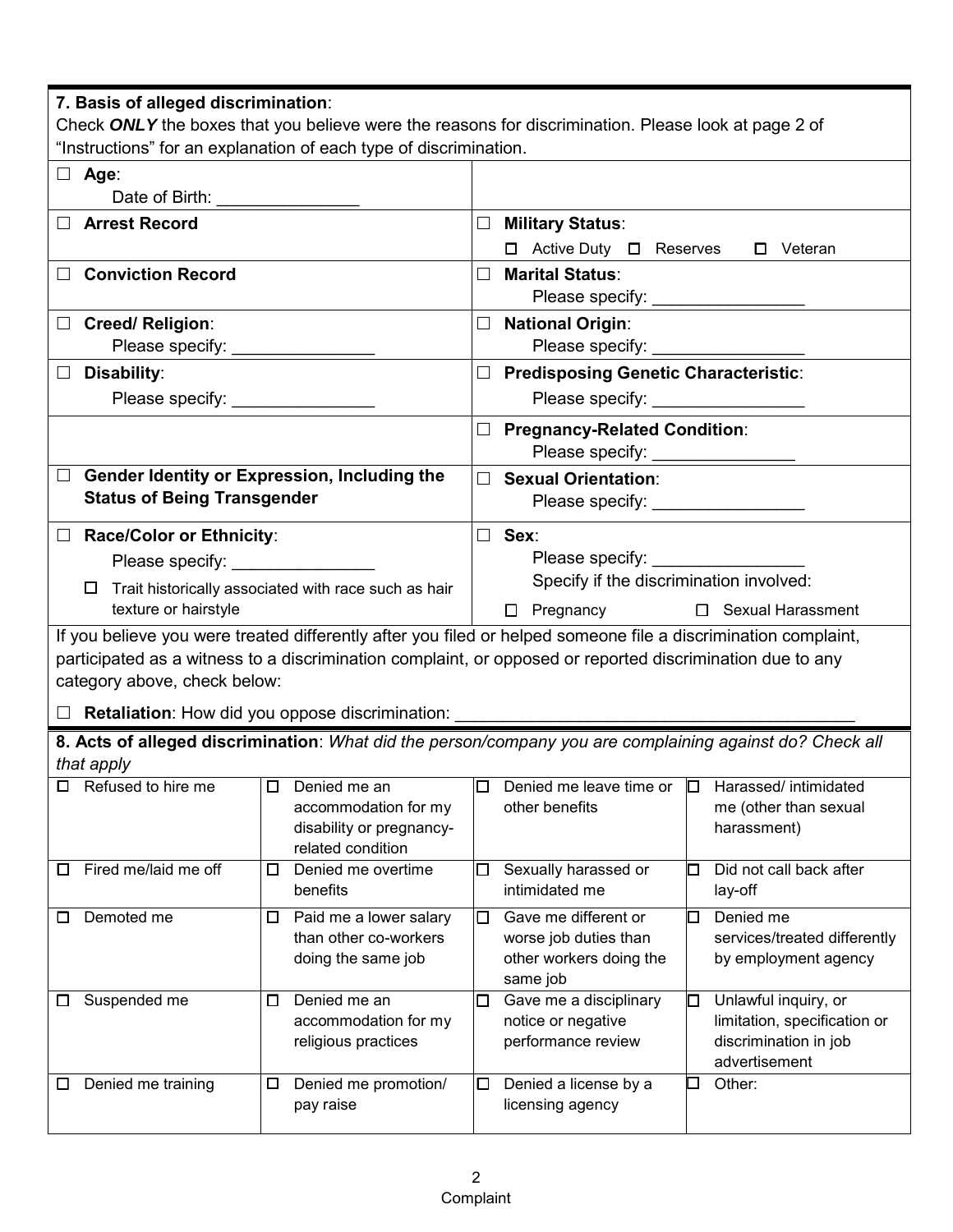**7. Basis of alleged discrimination**:

Check ***ONLY*** the boxes that you believe were the reasons for discrimination. Please look at page 2 of "Instructions" for an explanation of each type of discrimination.

| | |
|---|---|
| ☐ **Age**: Date of Birth: _______________ | |
| ☐ **Arrest Record** | ☐ **Military Status**: ☐ Active Duty ☐ Reserves ☐ Veteran |
| ☐ **Conviction Record** | ☐ **Marital Status**: Please specify: ________________ |
| ☐ **Creed/ Religion**: Please specify: _______________ | ☐ **National Origin**: Please specify: ________________ |
| ☐ **Disability**: Please specify: _______________ | ☐ **Predisposing Genetic Characteristic**: Please specify: ________________ |
| | ☐ **Pregnancy-Related Condition**: Please specify: _______________ |
| ☐ **Gender Identity or Expression, Including the Status of Being Transgender** | ☐ **Sexual Orientation**: Please specify: ________________ |
| ☐ **Race/Color or Ethnicity**: Please specify: _______________ ☐ Trait historically associated with race such as hair texture or hairstyle | ☐ **Sex**: Please specify: ________________ Specify if the discrimination involved: ☐ Pregnancy ☐ Sexual Harassment |

If you believe you were treated differently after you filed or helped someone file a discrimination complaint, participated as a witness to a discrimination complaint, or opposed or reported discrimination due to any category above, check below:

☐ **Retaliation**: How did you oppose discrimination: ________________________________________

**8. Acts of alleged discrimination**: *What did the person/company you are complaining against do? Check all that apply*

| | | | |
|---|---|---|---|
| ☐ Refused to hire me | ☐ Denied me an accommodation for my disability or pregnancy-related condition | ☐ Denied me leave time or other benefits | ☐ Harassed/ intimidated me (other than sexual harassment) |
| ☐ Fired me/laid me off | ☐ Denied me overtime benefits | ☐ Sexually harassed or intimidated me | ☐ Did not call back after lay-off |
| ☐ Demoted me | ☐ Paid me a lower salary than other co-workers doing the same job | ☐ Gave me different or worse job duties than other workers doing the same job | ☐ Denied me services/treated differently by employment agency |
| ☐ Suspended me | ☐ Denied me an accommodation for my religious practices | ☐ Gave me a disciplinary notice or negative performance review | ☐ Unlawful inquiry, or limitation, specification or discrimination in job advertisement |
| ☐ Denied me training | ☐ Denied me promotion/ pay raise | ☐ Denied a license by a licensing agency | ☐ Other: |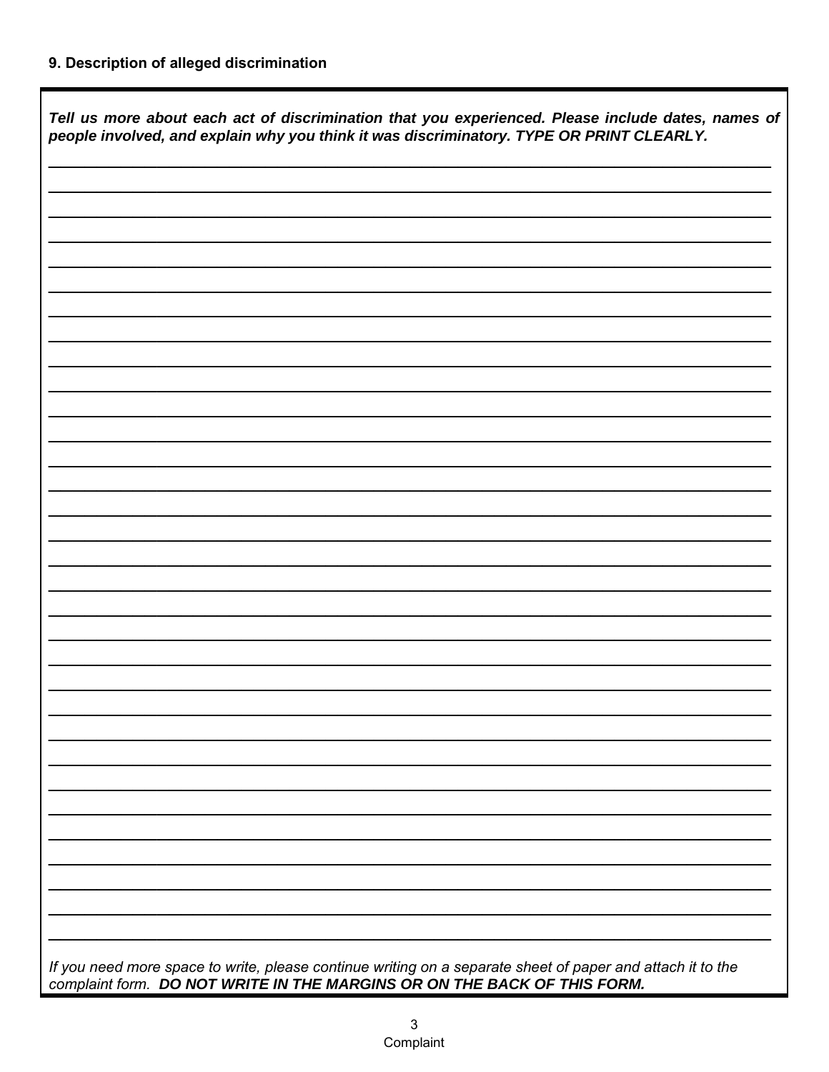### 9. Description of alleged discrimination

***Tell us more about each act of discrimination that you experienced. Please include dates, names of people involved, and explain why you think it was discriminatory. TYPE OR PRINT CLEARLY.***

*If you need more space to write, please continue writing on a separate sheet of paper and attach it to the complaint form.* ***DO NOT WRITE IN THE MARGINS OR ON THE BACK OF THIS FORM.***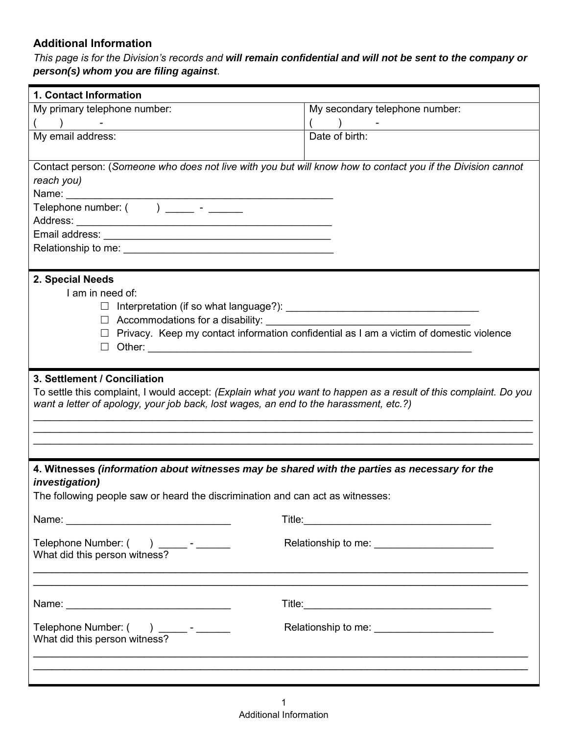## Additional Information

*This page is for the Division's records and* ***will remain confidential and will not be sent to the company or person(s) whom you are filing against****.*

### 1. Contact Information

| My primary telephone number: ( ) - | My secondary telephone number: ( ) - |
|---|---|
| My email address: | Date of birth: |

Contact person: (*Someone who does not live with you but will know how to contact you if the Division cannot reach you)*

Name: _______________________________________________

Telephone number: ( ) _____ - ______

Address: _____________________________________________

Email address: _________________________________________

Relationship to me: _____________________________________

### 2. Special Needs

I am in need of:

- ☐ Interpretation (if so what language?): __________________________________
- ☐ Accommodations for a disability: ____________________________________
- ☐ Privacy. Keep my contact information confidential as I am a victim of domestic violence
- ☐ Other: __________________________________________________________

### 3. Settlement / Conciliation

To settle this complaint, I would accept: *(Explain what you want to happen as a result of this complaint. Do you want a letter of apology, your job back, lost wages, an end to the harassment, etc.?)*

_____________________________________________________________________________________

_____________________________________________________________________________________

_____________________________________________________________________________________

### 4. Witnesses *(information about witnesses may be shared with the parties as necessary for the investigation)*

The following people saw or heard the discrimination and can act as witnesses:

Name: _____________________________ Title:_________________________________

Telephone Number: ( ) _____ - ______ Relationship to me: _____________________

What did this person witness?

_____________________________________________________________________________________

_____________________________________________________________________________________

Name: _____________________________ Title:_________________________________

Telephone Number: ( ) _____ - ______ Relationship to me: _____________________

What did this person witness?

_____________________________________________________________________________________

_____________________________________________________________________________________

Additional Information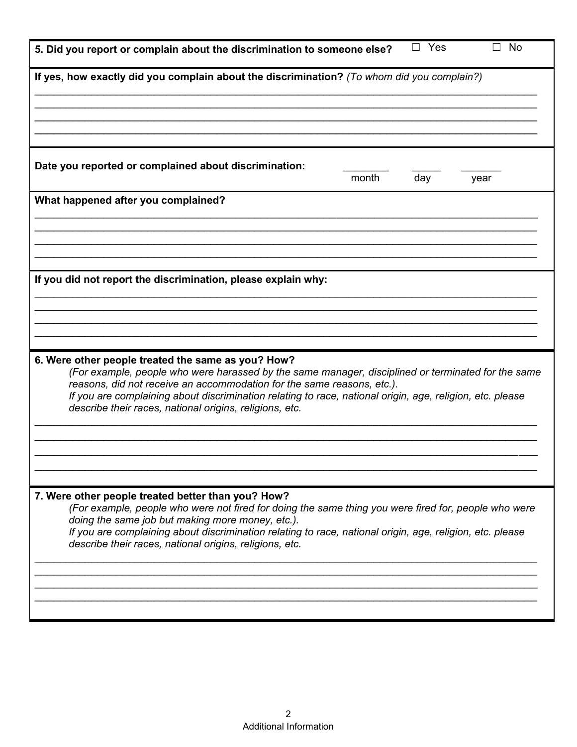**5. Did you report or complain about the discrimination to someone else?** ☐ Yes ☐ No

**If yes, how exactly did you complain about the discrimination?** *(To whom did you complain?)*

________________________________________________________________________________
________________________________________________________________________________
________________________________________________________________________________
________________________________________________________________________________

**Date you reported or complained about discrimination:** ________ month ______ day _______ year

**What happened after you complained?**

________________________________________________________________________________
________________________________________________________________________________
________________________________________________________________________________
________________________________________________________________________________

**If you did not report the discrimination, please explain why:**

________________________________________________________________________________
________________________________________________________________________________
________________________________________________________________________________
________________________________________________________________________________

**6. Were other people treated the same as you? How?**

*(For example, people who were harassed by the same manager, disciplined or terminated for the same reasons, did not receive an accommodation for the same reasons, etc.).*
*If you are complaining about discrimination relating to race, national origin, age, religion, etc. please describe their races, national origins, religions, etc.*

________________________________________________________________________________
________________________________________________________________________________
________________________________________________________________________________
________________________________________________________________________________

**7. Were other people treated better than you? How?**

*(For example, people who were not fired for doing the same thing you were fired for, people who were doing the same job but making more money, etc.).*
*If you are complaining about discrimination relating to race, national origin, age, religion, etc. please describe their races, national origins, religions, etc.*

________________________________________________________________________________
________________________________________________________________________________
________________________________________________________________________________
________________________________________________________________________________

Additional Information